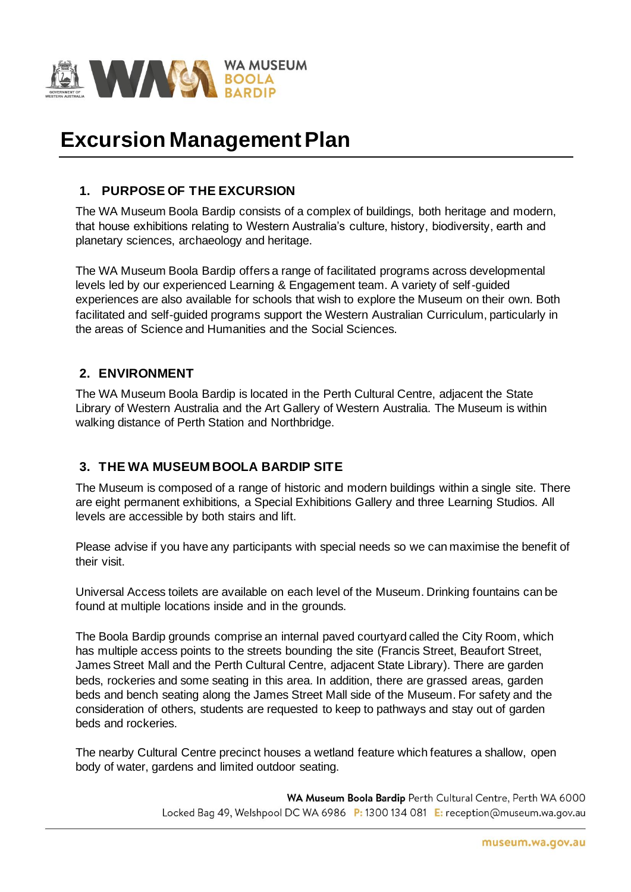# Excursion Management Plan

## 1. PURPOSE OF THE EXCURSION

The WA Museum Boola Bardip consists of a complex of buildings, both heritage and modern, that house exhibitions relating to Western Australia's culture, history, biodiversity, earth and planetary sciences, archaeology and heritage.

The WA Museum Boola Bardip offers a range of facilitated programs across developmental levels led by our experienced Learning & Engagement team. A variety of self-guided experiences are also available for schools that wish to explore the Museum on their own. Both facilitated and self-guided programs support the Western Australian Curriculum, particularly in the areas of Science and Humanities and the Social Sciences.

## 2. ENVIRONMENT

The WA Museum Boola Bardip is located in the Perth Cultural Centre, adjacent the State Library of Western Australia and the Art Gallery of Western Australia. The Museum is within walking distance of Perth Station and Northbridge.

## 3. THE WA MUSEUM BOOLA BARDIP SITE

The Museum is composed of a range of historic and modern buildings within a single site. There are eight permanent exhibitions, a Special Exhibitions Gallery and three Learning Studios. All levels are accessible by both stairs and lift.

Please advise if you have any participants with special needs so we can maximise the benefit of their visit.

Universal Access toilets are available on each level of the Museum. Drinking fountains can be found at multiple locations inside and in the grounds.

The Boola Bardip grounds comprise an internal paved courtyard called the City Room, which has multiple access points to the streets bounding the site (Francis Street, Beaufort Street, James Street Mall and the Perth Cultural Centre, adjacent State Library). There are garden beds, rockeries and some seating in this area. In addition, there are grassed areas, garden beds and bench seating along the James Street Mall side of the Museum. For safety and the consideration of others, students are requested to keep to pathways and stay out of garden beds and rockeries.

The nearby Cultural Centre precinct houses a wetland feature which features a shallow, open body of water, gardens and limited outdoor seating.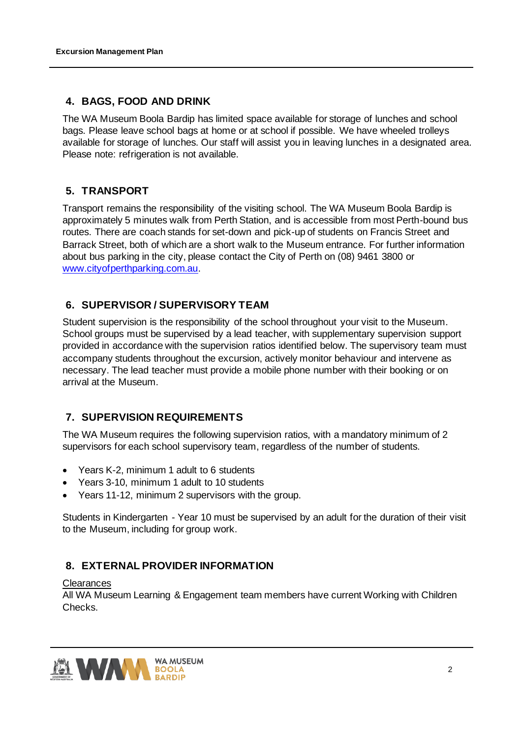## 4. BAGS, FOOD AND DRINK

The WA Museum Boola Bardip has limited space available for storage of lunches and school bags. Please leave school bags at home or at school if possible. We have wheeled trolleys available for storage of lunches. Our staff will assist you in leaving lunches in a designated area. Please note: refrigeration is not available.

## 5. TRANSPORT

Transport remains the responsibility of the visiting school. The WA Museum Boola Bardip is approximately 5 minutes walk from Perth Station, and is accessible from most Perth-bound bus routes. There are coach stands for set-down and pick-up of students on Francis Street and Barrack Street, both of which are a short walk to the Museum entrance. For further information about bus parking in the city, please contact the City of Perth on (08) 9461 3800 or [www.cityofperthparking.com.au](http://www.cityofperthparking.com.au).

## 6. SUPERVISOR / SUPERVISORY TEAM

Student supervision is the responsibility of the school throughout your visit to the Museum. School groups must be supervised by a lead teacher, with supplementary supervision support provided in accordance with the supervision ratios identified below. The supervisory team must accompany students throughout the excursion, actively monitor behaviour and intervene as necessary. The lead teacher must provide a mobile phone number with their booking or on arrival at the Museum.

## 7. SUPERVISION REQUIREMENTS

The WA Museum requires the following supervision ratios, with a mandatory minimum of 2 supervisors for each school supervisory team, regardless of the number of students.

- Years K-2, minimum 1 adult to 6 students
- Years 3-10, minimum 1 adult to 10 students
- Years 11-12, minimum 2 supervisors with the group.

Students in Kindergarten - Year 10 must be supervised by an adult for the duration of their visit to the Museum, including for group work.

## 8. EXTERNAL PROVIDER INFORMATION

Clearances

All WA Museum Learning & Engagement team members have current Working with Children Checks.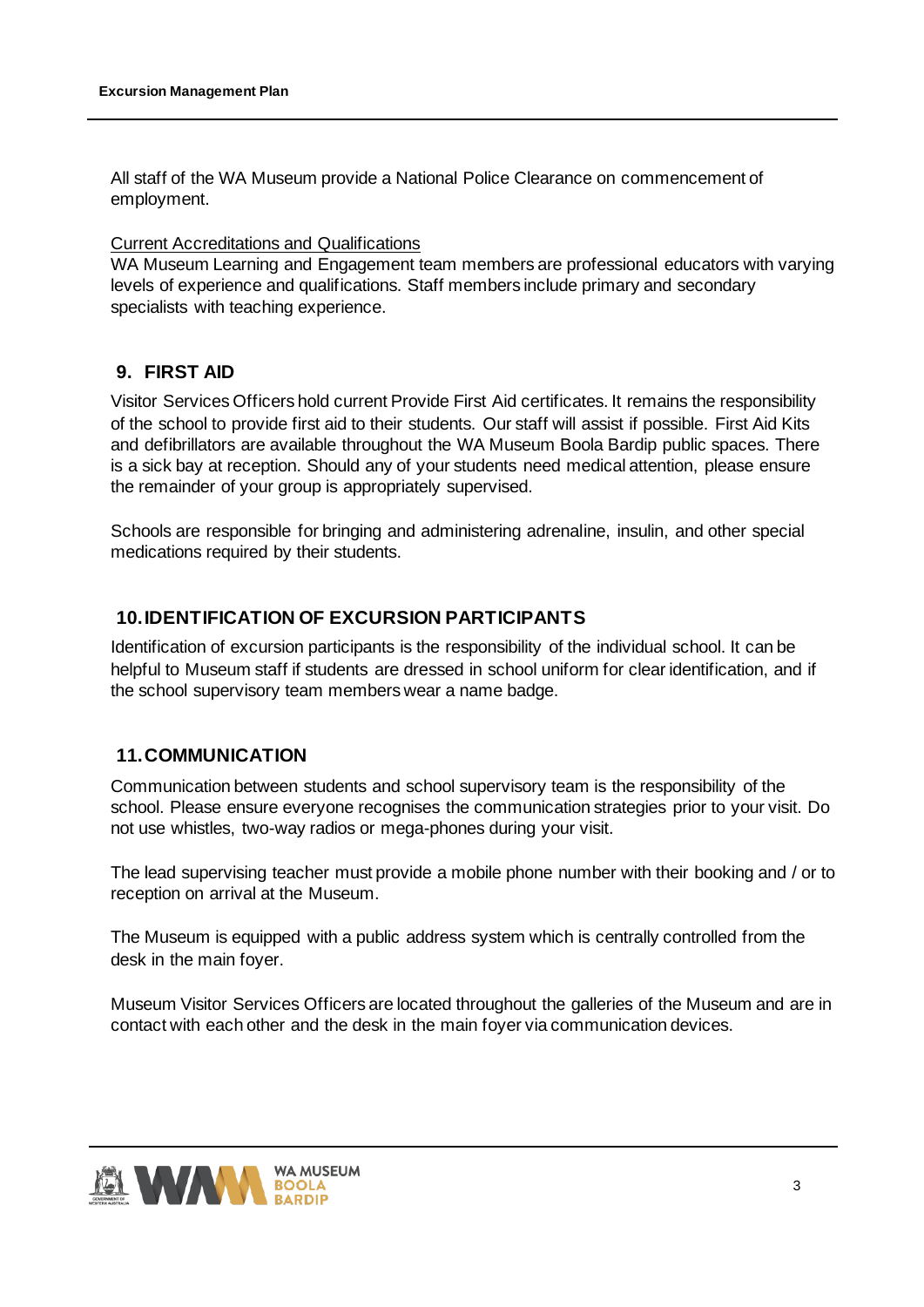All staff of the WA Museum provide a National Police Clearance on commencement of employment.

Current Accreditations and Qualifications

WA Museum Learning and Engagement team members are professional educators with varying levels of experience and qualifications. Staff members include primary and secondary specialists with teaching experience.

## 9. FIRST AID

Visitor Services Officers hold current Provide First Aid certificates. It remains the responsibility of the school to provide first aid to their students. Our staff will assist if possible. First Aid Kits and defibrillators are available throughout the WA Museum Boola Bardip public spaces. There is a sick bay at reception. Should any of your students need medical attention, please ensure the remainder of your group is appropriately supervised.

Schools are responsible for bringing and administering adrenaline, insulin, and other special medications required by their students.

## 10. IDENTIFICATION OF EXCURSION PARTICIPANTS

Identification of excursion participants is the responsibility of the individual school. It can be helpful to Museum staff if students are dressed in school uniform for clear identification, and if the school supervisory team members wear a name badge.

## 11. COMMUNICATION

Communication between students and school supervisory team is the responsibility of the school. Please ensure everyone recognises the communication strategies prior to your visit. Do not use whistles, two-way radios or mega-phones during your visit.

The lead supervising teacher must provide a mobile phone number with their booking and / or to reception on arrival at the Museum.

The Museum is equipped with a public address system which is centrally controlled from the desk in the main foyer.

Museum Visitor Services Officers are located throughout the galleries of the Museum and are in contact with each other and the desk in the main foyer via communication devices.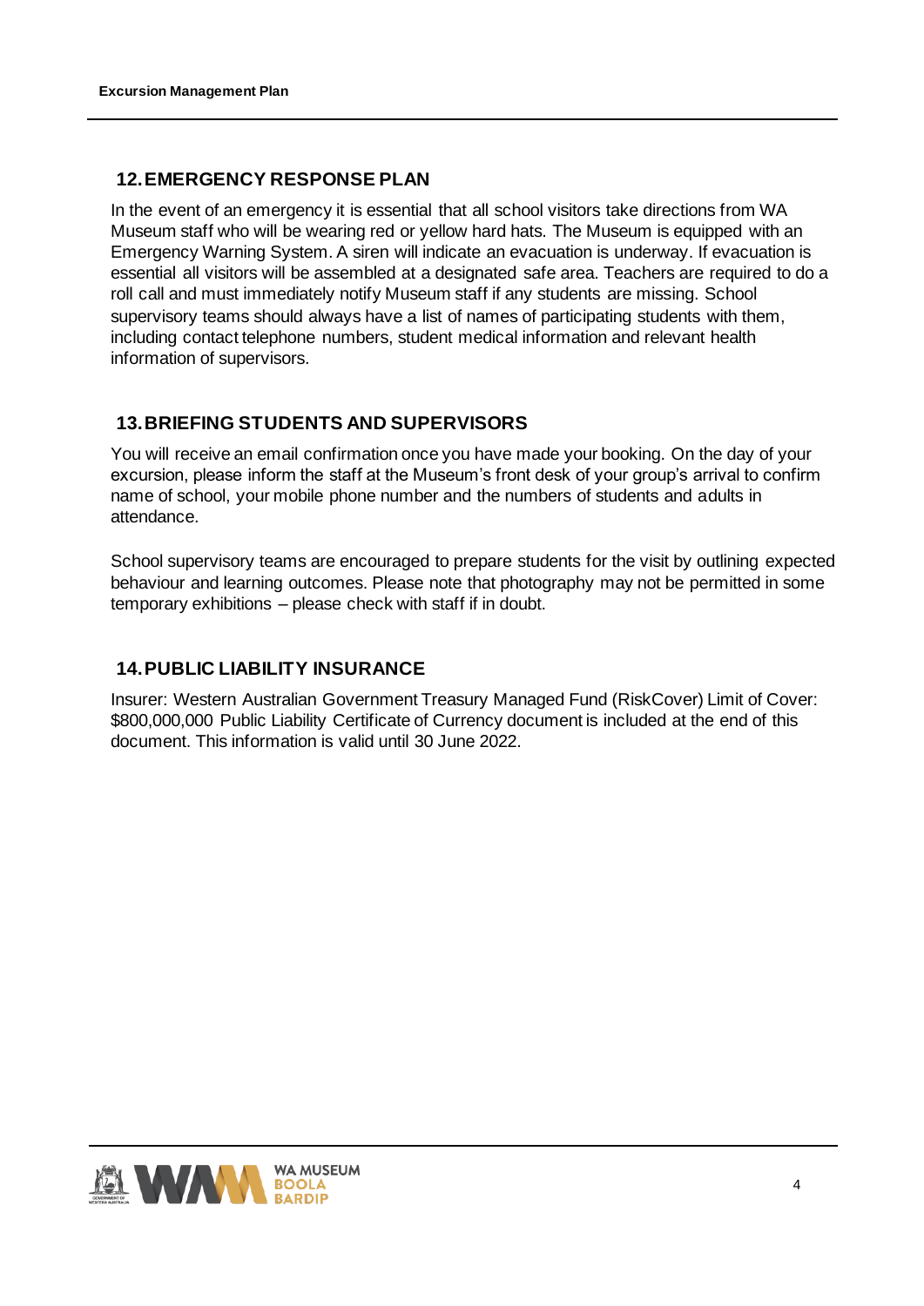## 12. EMERGENCY RESPONSE PLAN

In the event of an emergency it is essential that all school visitors take directions from WA Museum staff who will be wearing red or yellow hard hats. The Museum is equipped with an Emergency Warning System. A siren will indicate an evacuation is underway. If evacuation is essential all visitors will be assembled at a designated safe area. Teachers are required to do a roll call and must immediately notify Museum staff if any students are missing. School supervisory teams should always have a list of names of participating students with them, including contact telephone numbers, student medical information and relevant health information of supervisors.

## 13. BRIEFING STUDENTS AND SUPERVISORS

You will receive an email confirmation once you have made your booking. On the day of your excursion, please inform the staff at the Museum's front desk of your group's arrival to confirm name of school, your mobile phone number and the numbers of students and adults in attendance.

School supervisory teams are encouraged to prepare students for the visit by outlining expected behaviour and learning outcomes. Please note that photography may not be permitted in some temporary exhibitions – please check with staff if in doubt.

## 14. PUBLIC LIABILITY INSURANCE

Insurer: Western Australian Government Treasury Managed Fund (RiskCover) Limit of Cover: $800,000,000 Public Liability Certificate of Currency document is included at the end of this document. This information is valid until 30 June 2022.